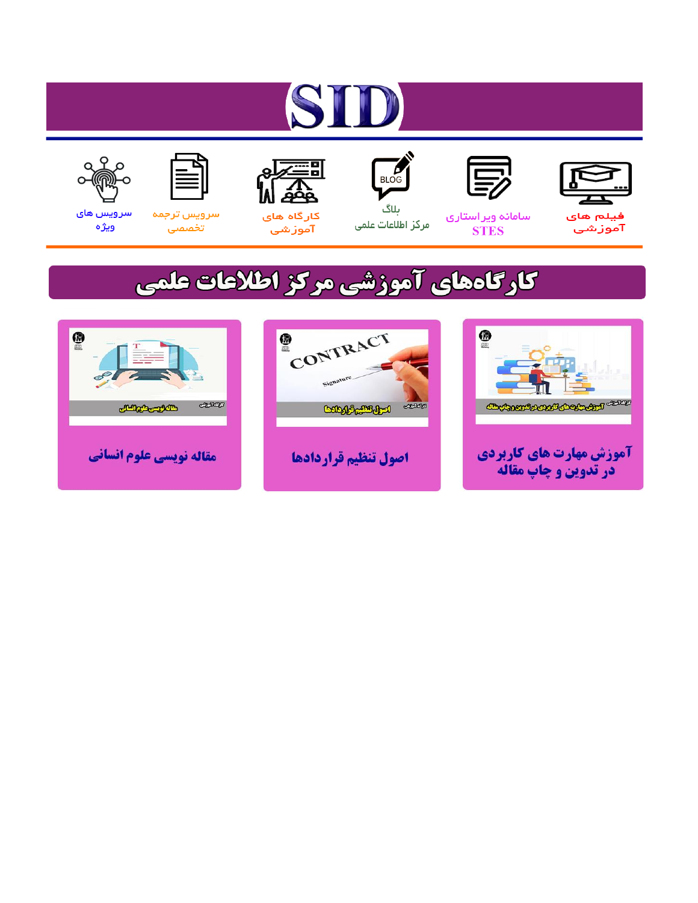# SID

فیلم های آموزشی

سامانه ویراستاری STES

بلاگ مرکز اطلاعات علمی

کارگاه های آموزشی

سرویس ترجمه تخصصی

سرویس های ویژه

## کارگاه‌های آموزشی مرکز اطلاعات علمی

آموزش مهارت های کاربردی در تدوین و چاپ مقاله

اصول تنظیم قراردادها

مقاله نویسی علوم انسانی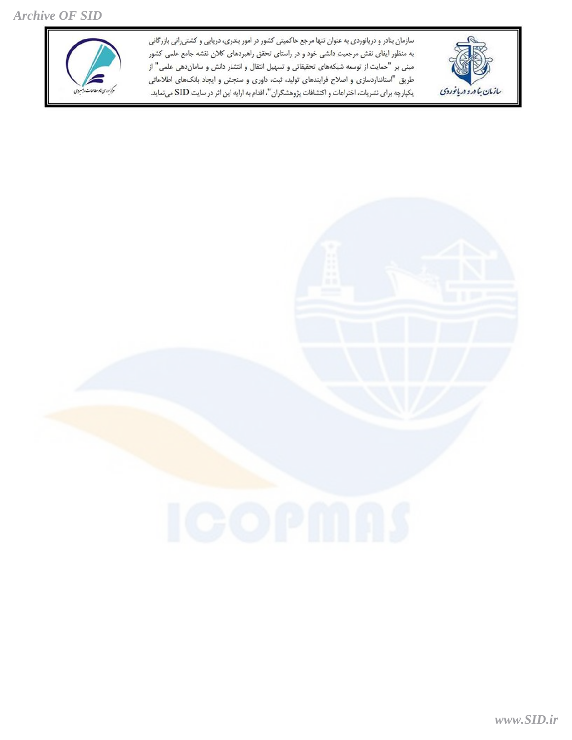سازمان بنادر و دریانوردی به عنوان تنها مرجع حاکمیتی کشور در امور بندری، دریایی و کشتی‌رانی بازرگانی به منظور ایفای نقش مرجعیت دانشی خود و در راستای تحقق راهبردهای کلان نقشه جامع علمی کشور مبنی بر "حمایت از توسعه شبکه‌های تحقیقاتی و تسهیل انتقال و انتشار دانش و سامان‌دهی علمی" از طریق "استانداردسازی و اصلاح فرایندهای تولید، ثبت، داوری و سنجش و ایجاد بانک‌های اطلاعاتی یکپارچه برای نشریات، اختراعات و اکتشافات پژوهشگران"، اقدام به ارایه این اثر در سایت SID می‌نماید.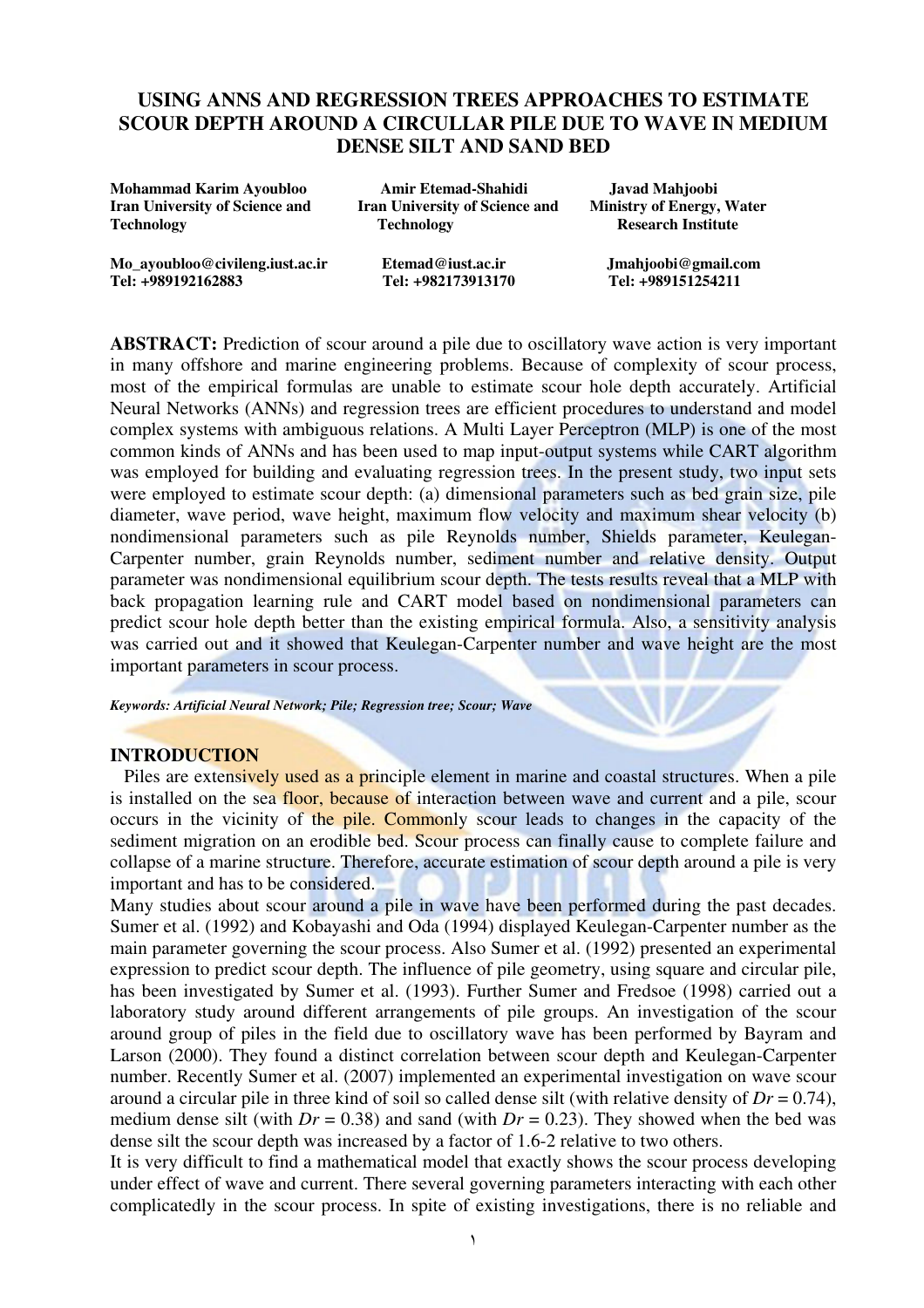# USING ANNS AND REGRESSION TREES APPROACHES TO ESTIMATE SCOUR DEPTH AROUND A CIRCULLAR PILE DUE TO WAVE IN MEDIUM DENSE SILT AND SAND BED

**Mohammad Karim Ayoubloo**
**Iran University of Science and Technology**

**Mo_ayoubloo@civileng.iust.ac.ir**
**Tel: +989192162883**

**Amir Etemad-Shahidi**
**Iran University of Science and Technology**

**Etemad@iust.ac.ir**
**Tel: +982173913170**

**Javad Mahjoobi**
**Ministry of Energy, Water Research Institute**

**Jmahjoobi@gmail.com**
**Tel: +989151254211**

**ABSTRACT:** Prediction of scour around a pile due to oscillatory wave action is very important in many offshore and marine engineering problems. Because of complexity of scour process, most of the empirical formulas are unable to estimate scour hole depth accurately. Artificial Neural Networks (ANNs) and regression trees are efficient procedures to understand and model complex systems with ambiguous relations. A Multi Layer Perceptron (MLP) is one of the most common kinds of ANNs and has been used to map input-output systems while CART algorithm was employed for building and evaluating regression trees. In the present study, two input sets were employed to estimate scour depth: (a) dimensional parameters such as bed grain size, pile diameter, wave period, wave height, maximum flow velocity and maximum shear velocity (b) nondimensional parameters such as pile Reynolds number, Shields parameter, Keulegan-Carpenter number, grain Reynolds number, sediment number and relative density. Output parameter was nondimensional equilibrium scour depth. The tests results reveal that a MLP with back propagation learning rule and CART model based on nondimensional parameters can predict scour hole depth better than the existing empirical formula. Also, a sensitivity analysis was carried out and it showed that Keulegan-Carpenter number and wave height are the most important parameters in scour process.

***Keywords: Artificial Neural Network; Pile; Regression tree; Scour; Wave***

## INTRODUCTION

Piles are extensively used as a principle element in marine and coastal structures. When a pile is installed on the sea floor, because of interaction between wave and current and a pile, scour occurs in the vicinity of the pile. Commonly scour leads to changes in the capacity of the sediment migration on an erodible bed. Scour process can finally cause to complete failure and collapse of a marine structure. Therefore, accurate estimation of scour depth around a pile is very important and has to be considered.

Many studies about scour around a pile in wave have been performed during the past decades. Sumer et al. (1992) and Kobayashi and Oda (1994) displayed Keulegan-Carpenter number as the main parameter governing the scour process. Also Sumer et al. (1992) presented an experimental expression to predict scour depth. The influence of pile geometry, using square and circular pile, has been investigated by Sumer et al. (1993). Further Sumer and Fredsoe (1998) carried out a laboratory study around different arrangements of pile groups. An investigation of the scour around group of piles in the field due to oscillatory wave has been performed by Bayram and Larson (2000). They found a distinct correlation between scour depth and Keulegan-Carpenter number. Recently Sumer et al. (2007) implemented an experimental investigation on wave scour around a circular pile in three kind of soil so called dense silt (with relative density of $Dr = 0.74$), medium dense silt (with $Dr = 0.38$) and sand (with $Dr = 0.23$). They showed when the bed was dense silt the scour depth was increased by a factor of 1.6-2 relative to two others.

It is very difficult to find a mathematical model that exactly shows the scour process developing under effect of wave and current. There several governing parameters interacting with each other complicatedly in the scour process. In spite of existing investigations, there is no reliable and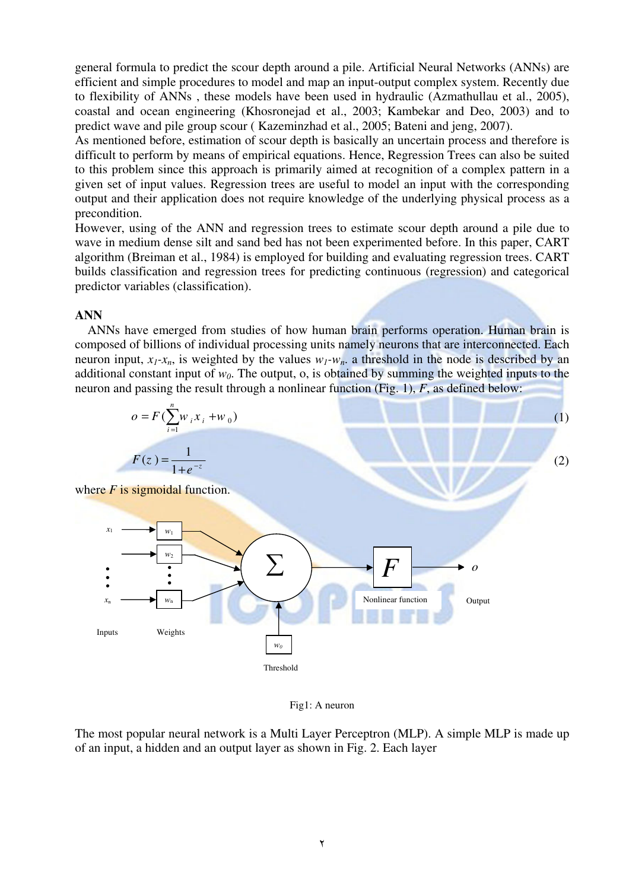general formula to predict the scour depth around a pile. Artificial Neural Networks (ANNs) are efficient and simple procedures to model and map an input-output complex system. Recently due to flexibility of ANNs , these models have been used in hydraulic (Azmathullau et al., 2005), coastal and ocean engineering (Khosronejad et al., 2003; Kambekar and Deo, 2003) and to predict wave and pile group scour ( Kazeminzhad et al., 2005; Bateni and jeng, 2007).

As mentioned before, estimation of scour depth is basically an uncertain process and therefore is difficult to perform by means of empirical equations. Hence, Regression Trees can also be suited to this problem since this approach is primarily aimed at recognition of a complex pattern in a given set of input values. Regression trees are useful to model an input with the corresponding output and their application does not require knowledge of the underlying physical process as a precondition.

However, using of the ANN and regression trees to estimate scour depth around a pile due to wave in medium dense silt and sand bed has not been experimented before. In this paper, CART algorithm (Breiman et al., 1984) is employed for building and evaluating regression trees. CART builds classification and regression trees for predicting continuous (regression) and categorical predictor variables (classification).

## ANN

ANNs have emerged from studies of how human brain performs operation. Human brain is composed of billions of individual processing units namely neurons that are interconnected. Each neuron input, $x_1$-$x_n$, is weighted by the values $w_1$-$w_n$. a threshold in the node is described by an additional constant input of $w_0$. The output, o, is obtained by summing the weighted inputs to the neuron and passing the result through a nonlinear function (Fig. 1), $F$, as defined below:

$$o = F\left(\sum_{i=1}^{n} w_i x_i + w_0\right) \tag{1}$$

$$F(z) = \frac{1}{1+e^{-z}} \tag{2}$$

where $F$ is sigmoidal function.

Fig1: A neuron

The most popular neural network is a Multi Layer Perceptron (MLP). A simple MLP is made up of an input, a hidden and an output layer as shown in Fig. 2. Each layer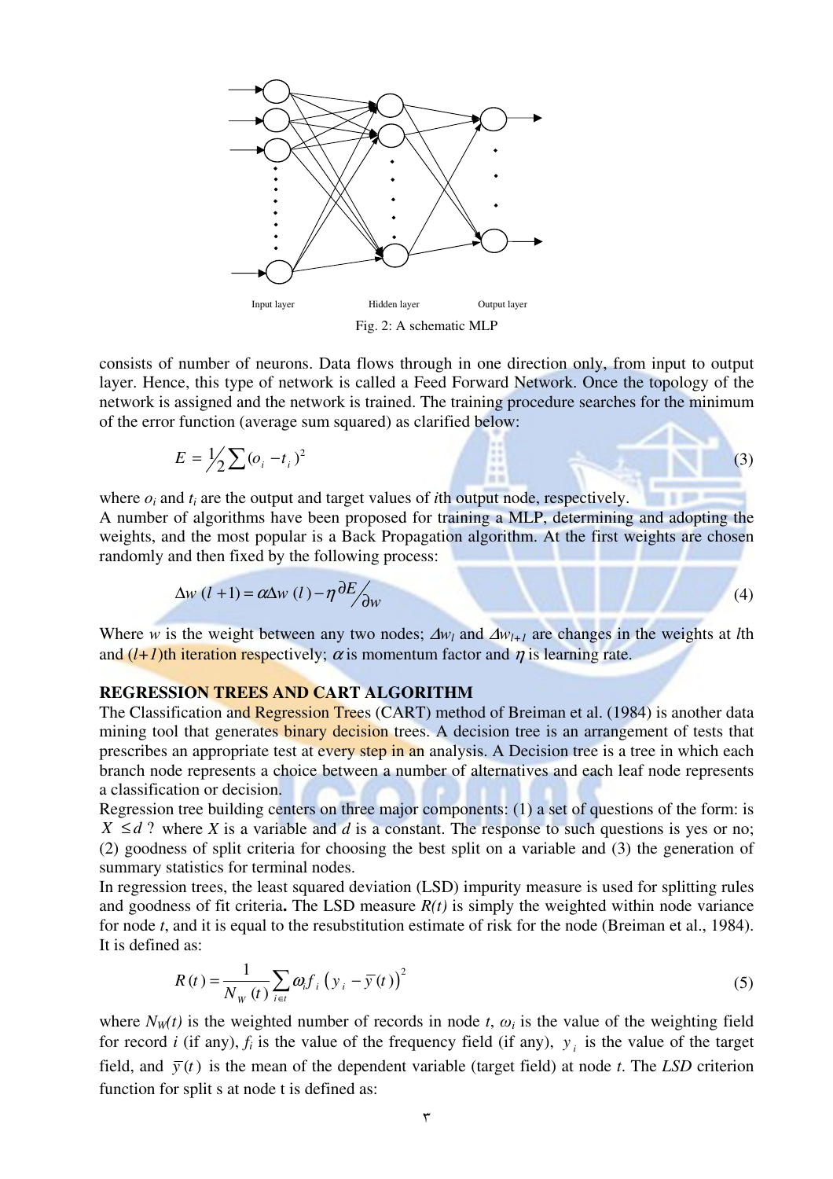Input layer Hidden layer Output layer

Fig. 2: A schematic MLP

consists of number of neurons. Data flows through in one direction only, from input to output layer. Hence, this type of network is called a Feed Forward Network. Once the topology of the network is assigned and the network is trained. The training procedure searches for the minimum of the error function (average sum squared) as clarified below:

$$E = \frac{1}{2}\sum (o_i - t_i)^2 \tag{3}$$

where $o_i$ and $t_i$ are the output and target values of $i$th output node, respectively.
A number of algorithms have been proposed for training a MLP, determining and adopting the weights, and the most popular is a Back Propagation algorithm. At the first weights are chosen randomly and then fixed by the following process:

$$\Delta w\,(l+1) = \alpha \Delta w\,(l) - \eta \, \partial E / \partial w \tag{4}$$

Where $w$ is the weight between any two nodes; $\Delta w_l$ and $\Delta w_{l+1}$ are changes in the weights at $l$th and $(l+1)$th iteration respectively; $\alpha$ is momentum factor and $\eta$ is learning rate.

## REGRESSION TREES AND CART ALGORITHM

The Classification and Regression Trees (CART) method of Breiman et al. (1984) is another data mining tool that generates binary decision trees. A decision tree is an arrangement of tests that prescribes an appropriate test at every step in an analysis. A Decision tree is a tree in which each branch node represents a choice between a number of alternatives and each leaf node represents a classification or decision.
Regression tree building centers on three major components: (1) a set of questions of the form: is $X \le d$ ? where $X$ is a variable and $d$ is a constant. The response to such questions is yes or no; (2) goodness of split criteria for choosing the best split on a variable and (3) the generation of summary statistics for terminal nodes.
In regression trees, the least squared deviation (LSD) impurity measure is used for splitting rules and goodness of fit criteria**.** The LSD measure $R(t)$ is simply the weighted within node variance for node $t$, and it is equal to the resubstitution estimate of risk for the node (Breiman et al., 1984). It is defined as:

$$R(t) = \frac{1}{N_W(t)} \sum_{i \in t} \omega_i f_i \left(y_i - \bar{y}(t)\right)^2 \tag{5}$$

where $N_W(t)$ is the weighted number of records in node $t$, $\omega_i$ is the value of the weighting field for record $i$ (if any), $f_i$ is the value of the frequency field (if any), $y_i$ is the value of the target field, and $\bar{y}(t)$ is the mean of the dependent variable (target field) at node $t$. The *LSD* criterion function for split s at node t is defined as: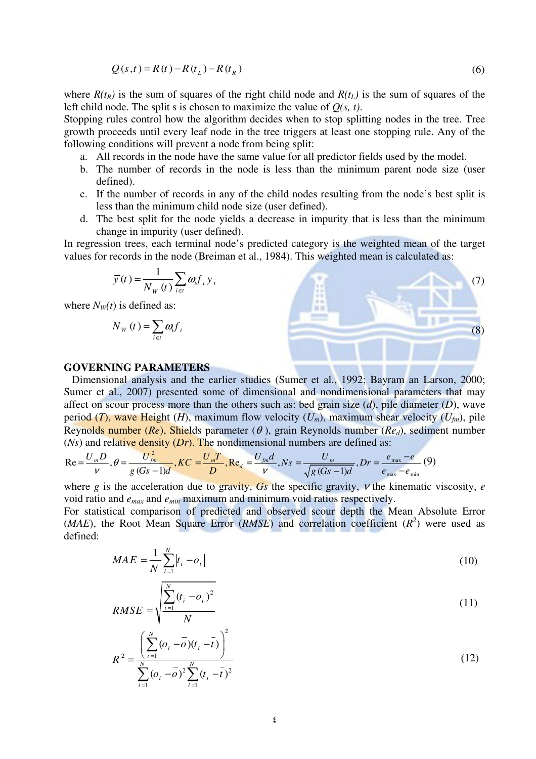$$Q(s,t) = R(t) - R(t_L) - R(t_R) \tag{6}$$

where $R(t_R)$ is the sum of squares of the right child node and $R(t_L)$ is the sum of squares of the left child node. The split s is chosen to maximize the value of $Q(s, t)$.

Stopping rules control how the algorithm decides when to stop splitting nodes in the tree. Tree growth proceeds until every leaf node in the tree triggers at least one stopping rule. Any of the following conditions will prevent a node from being split:

a. All records in the node have the same value for all predictor fields used by the model.
b. The number of records in the node is less than the minimum parent node size (user defined).
c. If the number of records in any of the child nodes resulting from the node's best split is less than the minimum child node size (user defined).
d. The best split for the node yields a decrease in impurity that is less than the minimum change in impurity (user defined).

In regression trees, each terminal node's predicted category is the weighted mean of the target values for records in the node (Breiman et al., 1984). This weighted mean is calculated as:

$$\bar{y}(t) = \frac{1}{N_W(t)} \sum_{i \in t} \omega_i f_i y_i \tag{7}$$

where $N_W(t)$ is defined as:

$$N_W(t) = \sum_{i \in t} \omega_i f_i \tag{8}$$

## GOVERNING PARAMETERS

Dimensional analysis and the earlier studies (Sumer et al., 1992; Bayram an Larson, 2000; Sumer et al., 2007) presented some of dimensional and nondimensional parameters that may affect on scour process more than the others such as: bed grain size ($d$), pile diameter ($D$), wave period ($T$), wave Height ($H$), maximum flow velocity ($U_m$), maximum shear velocity ($U_{fm}$), pile Reynolds number ($Re$), Shields parameter ($\theta$), grain Reynolds number ($Re_d$), sediment number ($Ns$) and relative density ($Dr$). The nondimensional numbers are defined as:

$$\mathrm{Re} = \frac{U_m D}{\nu}, \theta = \frac{U_{fm}^2}{g(Gs-1)d}, KC = \frac{U_m T}{D}, \mathrm{Re}_d = \frac{U_{fm} d}{\nu}, Ns = \frac{U_m}{\sqrt{g(Gs-1)d}}, Dr = \frac{e_{max} - e}{e_{max} - e_{min}} \tag{9}$$

where $g$ is the acceleration due to gravity, $Gs$ the specific gravity, $\nu$ the kinematic viscosity, $e$ void ratio and $e_{max}$ and $e_{min}$ maximum and minimum void ratios respectively.

For statistical comparison of predicted and observed scour depth the Mean Absolute Error ($MAE$), the Root Mean Square Error ($RMSE$) and correlation coefficient ($R^2$) were used as defined:

$$MAE = \frac{1}{N} \sum_{i=1}^{N} |t_i - o_i| \tag{10}$$

$$RMSE = \sqrt{\frac{\sum_{i=1}^{N} (t_i - o_i)^2}{N}} \tag{11}$$

$$R^2 = \frac{\left( \sum_{i=1}^{N} (o_i - \bar{o})(t_i - \bar{t}) \right)^2}{\sum_{i=1}^{N} (o_i - \bar{o})^2 \sum_{i=1}^{N} (t_i - \bar{t})^2} \tag{12}$$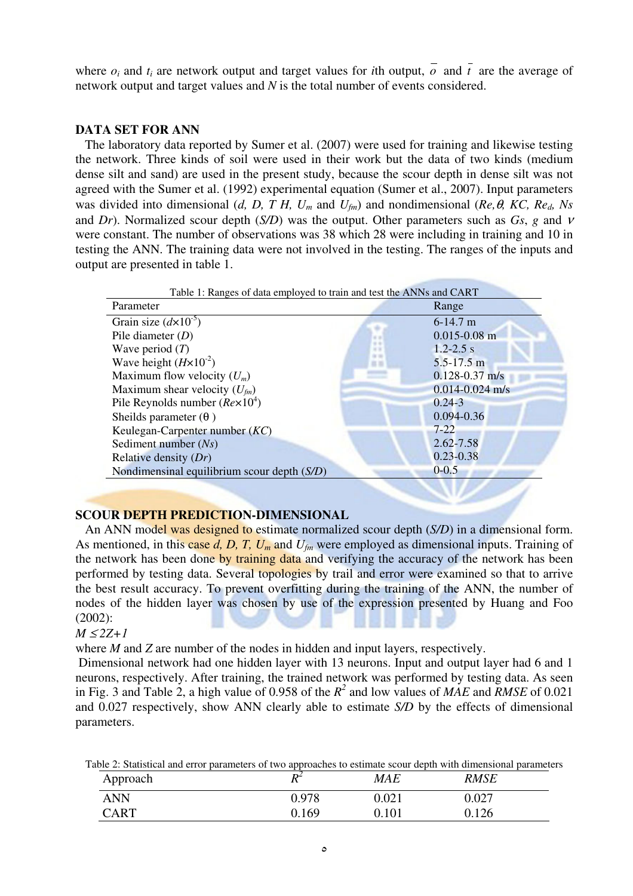where $o_i$ and $t_i$ are network output and target values for $i$th output, $\bar{o}$ and $\bar{t}$ are the average of network output and target values and $N$ is the total number of events considered.

## DATA SET FOR ANN

The laboratory data reported by Sumer et al. (2007) were used for training and likewise testing the network. Three kinds of soil were used in their work but the data of two kinds (medium dense silt and sand) are used in the present study, because the scour depth in dense silt was not agreed with the Sumer et al. (1992) experimental equation (Sumer et al., 2007). Input parameters was divided into dimensional ($d$, $D$, $T$ $H$, $U_m$ and $U_{fm}$) and nondimensional ($Re$, $\theta$, $KC$, $Re_d$, $Ns$ and $Dr$). Normalized scour depth ($S/D$) was the output. Other parameters such as $Gs$, $g$ and $\nu$ were constant. The number of observations was 38 which 28 were including in training and 10 in testing the ANN. The training data were not involved in the testing. The ranges of the inputs and output are presented in table 1.

Table 1: Ranges of data employed to train and test the ANNs and CART

| Parameter | Range |
|---|---|
| Grain size ($d$×$10^{-5}$) | 6-14.7 m |
| Pile diameter ($D$) | 0.015-0.08 m |
| Wave period ($T$) | 1.2-2.5 s |
| Wave height ($H$×$10^{-2}$) | 5.5-17.5 m |
| Maximum flow velocity ($U_m$) | 0.128-0.37 m/s |
| Maximum shear velocity ($U_{fm}$) | 0.014-0.024 m/s |
| Pile Reynolds number ($Re$×$10^4$) | 0.24-3 |
| Sheilds parameter ($\theta$ ) | 0.094-0.36 |
| Keulegan-Carpenter number ($KC$) | 7-22 |
| Sediment number ($Ns$) | 2.62-7.58 |
| Relative density ($Dr$) | 0.23-0.38 |
| Nondimensinal equilibrium scour depth ($S/D$) | 0-0.5 |

## SCOUR DEPTH PREDICTION-DIMENSIONAL

An ANN model was designed to estimate normalized scour depth ($S/D$) in a dimensional form. As mentioned, in this case $d$, $D$, $T$, $U_m$ and $U_{fm}$ were employed as dimensional inputs. Training of the network has been done by training data and verifying the accuracy of the network has been performed by testing data. Several topologies by trail and error were examined so that to arrive the best result accuracy. To prevent overfitting during the training of the ANN, the number of nodes of the hidden layer was chosen by use of the expression presented by Huang and Foo (2002):

$M \leq 2Z+1$

where $M$ and $Z$ are number of the nodes in hidden and input layers, respectively.

Dimensional network had one hidden layer with 13 neurons. Input and output layer had 6 and 1 neurons, respectively. After training, the trained network was performed by testing data. As seen in Fig. 3 and Table 2, a high value of 0.958 of the $R^2$ and low values of $MAE$ and $RMSE$ of 0.021 and 0.027 respectively, show ANN clearly able to estimate $S/D$ by the effects of dimensional parameters.

Table 2: Statistical and error parameters of two approaches to estimate scour depth with dimensional parameters

| Approach | $R^2$ | $MAE$ | $RMSE$ |
|---|---|---|---|
| ANN | 0.978 | 0.021 | 0.027 |
| CART | 0.169 | 0.101 | 0.126 |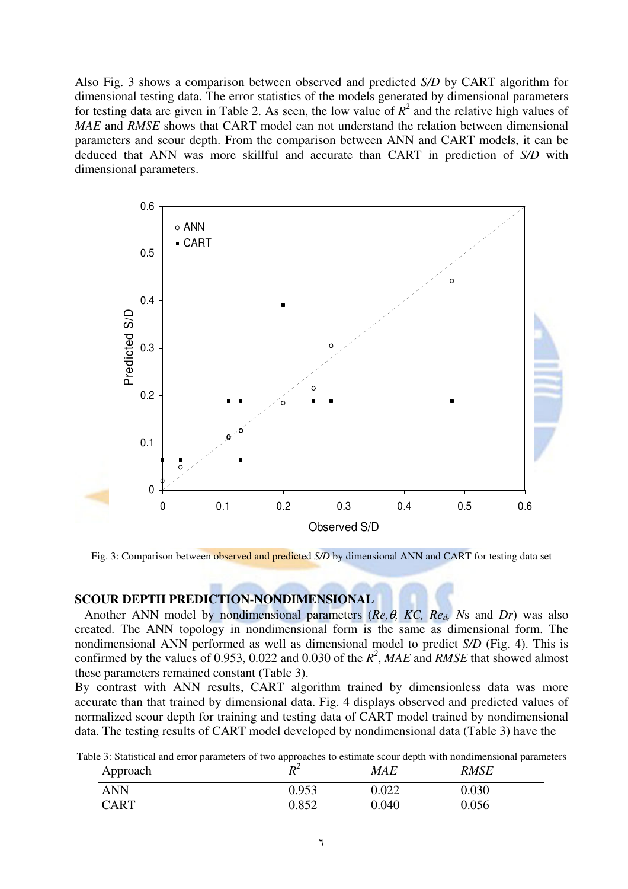Also Fig. 3 shows a comparison between observed and predicted *S/D* by CART algorithm for dimensional testing data. The error statistics of the models generated by dimensional parameters for testing data are given in Table 2. As seen, the low value of $R^2$ and the relative high values of *MAE* and *RMSE* shows that CART model can not understand the relation between dimensional parameters and scour depth. From the comparison between ANN and CART models, it can be deduced that ANN was more skillful and accurate than CART in prediction of *S/D* with dimensional parameters.

Fig. 3: Comparison between observed and predicted *S/D* by dimensional ANN and CART for testing data set

## SCOUR DEPTH PREDICTION-NONDIMENSIONAL

Another ANN model by nondimensional parameters ($Re, \theta, KC, Re_d, N$s and $Dr$) was also created. The ANN topology in nondimensional form is the same as dimensional form. The nondimensional ANN performed as well as dimensional model to predict *S/D* (Fig. 4). This is confirmed by the values of 0.953, 0.022 and 0.030 of the $R^2$, *MAE* and *RMSE* that showed almost these parameters remained constant (Table 3).

By contrast with ANN results, CART algorithm trained by dimensionless data was more accurate than that trained by dimensional data. Fig. 4 displays observed and predicted values of normalized scour depth for training and testing data of CART model trained by nondimensional data. The testing results of CART model developed by nondimensional data (Table 3) have the

Table 3: Statistical and error parameters of two approaches to estimate scour depth with nondimensional parameters

| Approach | $R^2$ | *MAE* | *RMSE* |
|---|---|---|---|
| ANN | 0.953 | 0.022 | 0.030 |
| CART | 0.852 | 0.040 | 0.056 |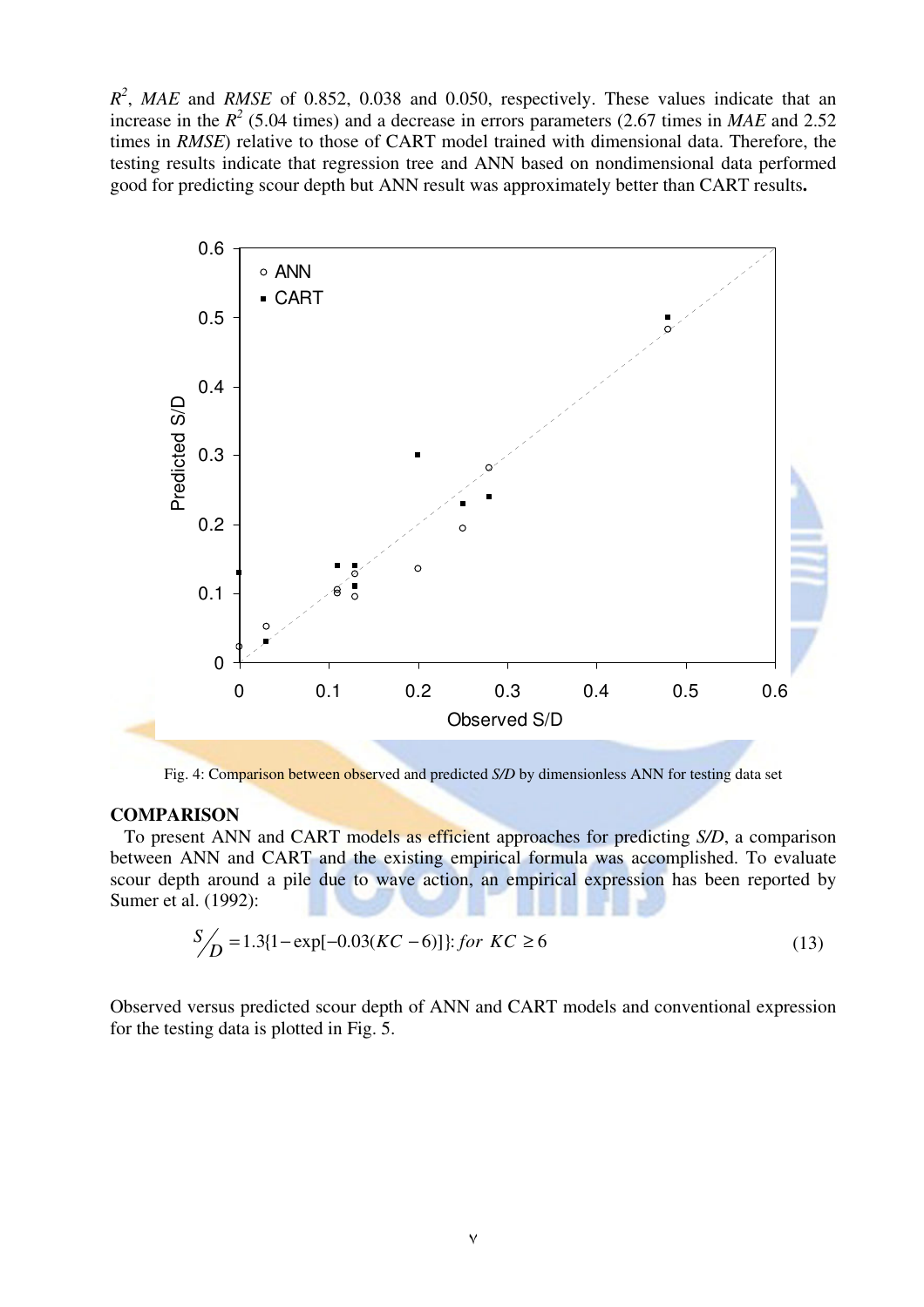$R^2$, *MAE* and *RMSE* of 0.852, 0.038 and 0.050, respectively. These values indicate that an increase in the $R^2$ (5.04 times) and a decrease in errors parameters (2.67 times in *MAE* and 2.52 times in *RMSE*) relative to those of CART model trained with dimensional data. Therefore, the testing results indicate that regression tree and ANN based on nondimensional data performed good for predicting scour depth but ANN result was approximately better than CART results**.**

Fig. 4: Comparison between observed and predicted *S/D* by dimensionless ANN for testing data set

**COMPARISON**

To present ANN and CART models as efficient approaches for predicting *S/D*, a comparison between ANN and CART and the existing empirical formula was accomplished. To evaluate scour depth around a pile due to wave action, an empirical expression has been reported by Sumer et al. (1992):

$$S/D = 1.3\{1 - \exp[-0.03(KC - 6)]\}: \text{for } KC \geq 6 \tag{13}$$

Observed versus predicted scour depth of ANN and CART models and conventional expression for the testing data is plotted in Fig. 5.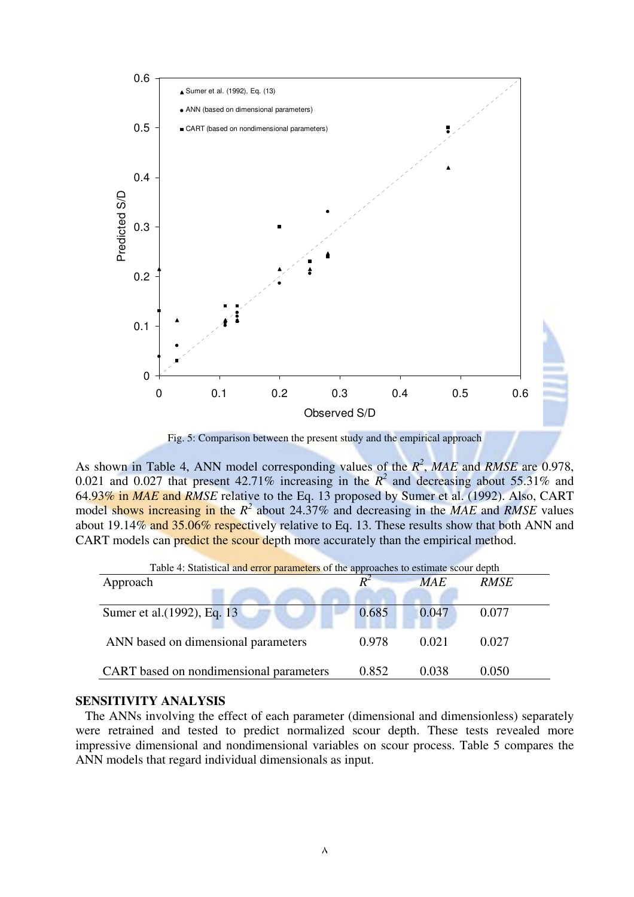Fig. 5: Comparison between the present study and the empirical approach

As shown in Table 4, ANN model corresponding values of the $R^2$, *MAE* and *RMSE* are 0.978, 0.021 and 0.027 that present 42.71% increasing in the $R^2$ and decreasing about 55.31% and 64.93% in *MAE* and *RMSE* relative to the Eq. 13 proposed by Sumer et al. (1992). Also, CART model shows increasing in the $R^2$ about 24.37% and decreasing in the *MAE* and *RMSE* values about 19.14% and 35.06% respectively relative to Eq. 13. These results show that both ANN and CART models can predict the scour depth more accurately than the empirical method.

Table 4: Statistical and error parameters of the approaches to estimate scour depth

| Approach | $R^2$ | *MAE* | *RMSE* |
|---|---|---|---|
| Sumer et al.(1992), Eq. 13 | 0.685 | 0.047 | 0.077 |
| ANN based on dimensional parameters | 0.978 | 0.021 | 0.027 |
| CART based on nondimensional parameters | 0.852 | 0.038 | 0.050 |

## SENSITIVITY ANALYSIS

The ANNs involving the effect of each parameter (dimensional and dimensionless) separately were retrained and tested to predict normalized scour depth. These tests revealed more impressive dimensional and nondimensional variables on scour process. Table 5 compares the ANN models that regard individual dimensionals as input.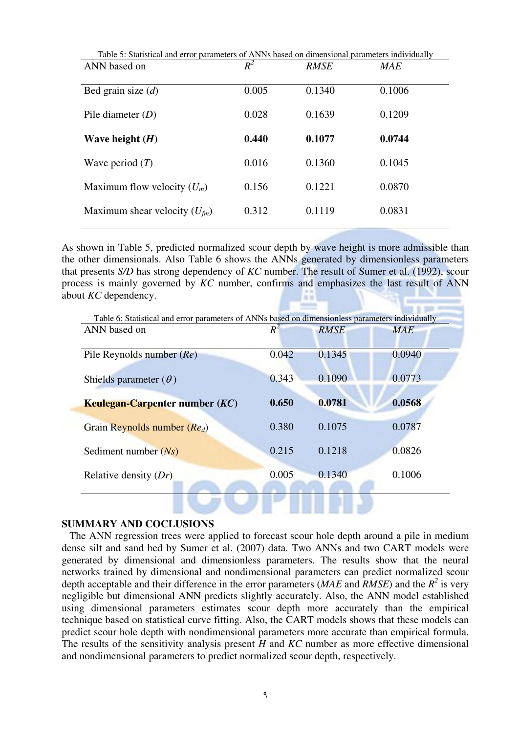Table 5: Statistical and error parameters of ANNs based on dimensional parameters individually

| ANN based on | $R^2$ | *RMSE* | *MAE* |
|---|---|---|---|
| Bed grain size ($d$) | 0.005 | 0.1340 | 0.1006 |
| Pile diameter ($D$) | 0.028 | 0.1639 | 0.1209 |
| **Wave height ($H$)** | **0.440** | **0.1077** | **0.0744** |
| Wave period ($T$) | 0.016 | 0.1360 | 0.1045 |
| Maximum flow velocity ($U_m$) | 0.156 | 0.1221 | 0.0870 |
| Maximum shear velocity ($U_{fm}$) | 0.312 | 0.1119 | 0.0831 |

As shown in Table 5, predicted normalized scour depth by wave height is more admissible than the other dimensionals. Also Table 6 shows the ANNs generated by dimensionless parameters that presents *S/D* has strong dependency of *KC* number. The result of Sumer et al. (1992), scour process is mainly governed by *KC* number, confirms and emphasizes the last result of ANN about *KC* dependency.

Table 6: Statistical and error parameters of ANNs based on dimensionless parameters individually

| ANN based on | $R^2$ | *RMSE* | *MAE* |
|---|---|---|---|
| Pile Reynolds number (*Re*) | 0.042 | 0.1345 | 0.0940 |
| Shields parameter ($\theta$) | 0.343 | 0.1090 | 0.0773 |
| **Keulegan-Carpenter number (*KC*)** | **0.650** | **0.0781** | **0.0568** |
| Grain Reynolds number ($Re_d$) | 0.380 | 0.1075 | 0.0787 |
| Sediment number (*Ns*) | 0.215 | 0.1218 | 0.0826 |
| Relative density (*Dr*) | 0.005 | 0.1340 | 0.1006 |

## SUMMARY AND COCLUSIONS

The ANN regression trees were applied to forecast scour hole depth around a pile in medium dense silt and sand bed by Sumer et al. (2007) data. Two ANNs and two CART models were generated by dimensional and dimensionless parameters. The results show that the neural networks trained by dimensional and nondimensional parameters can predict normalized scour depth acceptable and their difference in the error parameters (*MAE* and *RMSE*) and the $R^2$ is very negligible but dimensional ANN predicts slightly accurately. Also, the ANN model established using dimensional parameters estimates scour depth more accurately than the empirical technique based on statistical curve fitting. Also, the CART models shows that these models can predict scour hole depth with nondimensional parameters more accurate than empirical formula. The results of the sensitivity analysis present $H$ and *KC* number as more effective dimensional and nondimensional parameters to predict normalized scour depth, respectively.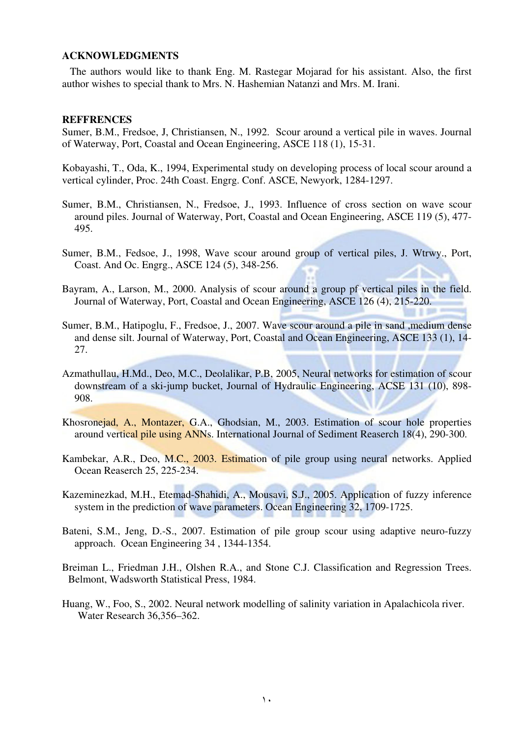## ACKNOWLEDGMENTS

The authors would like to thank Eng. M. Rastegar Mojarad for his assistant. Also, the first author wishes to special thank to Mrs. N. Hashemian Natanzi and Mrs. M. Irani.

## REFFRENCES

Sumer, B.M., Fredsoe, J, Christiansen, N., 1992. Scour around a vertical pile in waves. Journal of Waterway, Port, Coastal and Ocean Engineering, ASCE 118 (1), 15-31.

Kobayashi, T., Oda, K., 1994, Experimental study on developing process of local scour around a vertical cylinder, Proc. 24th Coast. Engrg. Conf. ASCE, Newyork, 1284-1297.

Sumer, B.M., Christiansen, N., Fredsoe, J., 1993. Influence of cross section on wave scour around piles. Journal of Waterway, Port, Coastal and Ocean Engineering, ASCE 119 (5), 477-495.

Sumer, B.M., Fedsoe, J., 1998, Wave scour around group of vertical piles, J. Wtrwy., Port, Coast. And Oc. Engrg., ASCE 124 (5), 348-256.

Bayram, A., Larson, M., 2000. Analysis of scour around a group pf vertical piles in the field. Journal of Waterway, Port, Coastal and Ocean Engineering, ASCE 126 (4), 215-220.

Sumer, B.M., Hatipoglu, F., Fredsoe, J., 2007. Wave scour around a pile in sand ,medium dense and dense silt. Journal of Waterway, Port, Coastal and Ocean Engineering, ASCE 133 (1), 14-27.

Azmathullau, H.Md., Deo, M.C., Deolalikar, P.B, 2005, Neural networks for estimation of scour downstream of a ski-jump bucket, Journal of Hydraulic Engineering, ACSE 131 (10), 898-908.

Khosronejad, A., Montazer, G.A., Ghodsian, M., 2003. Estimation of scour hole properties around vertical pile using ANNs. International Journal of Sediment Reaserch 18(4), 290-300.

Kambekar, A.R., Deo, M.C., 2003. Estimation of pile group using neural networks. Applied Ocean Reaserch 25, 225-234.

Kazeminezkad, M.H., Etemad-Shahidi, A., Mousavi, S.J., 2005. Application of fuzzy inference system in the prediction of wave parameters. Ocean Engineering 32, 1709-1725.

Bateni, S.M., Jeng, D.-S., 2007. Estimation of pile group scour using adaptive neuro-fuzzy approach. Ocean Engineering 34 , 1344-1354.

Breiman L., Friedman J.H., Olshen R.A., and Stone C.J. Classification and Regression Trees. Belmont, Wadsworth Statistical Press, 1984.

Huang, W., Foo, S., 2002. Neural network modelling of salinity variation in Apalachicola river. Water Research 36,356–362.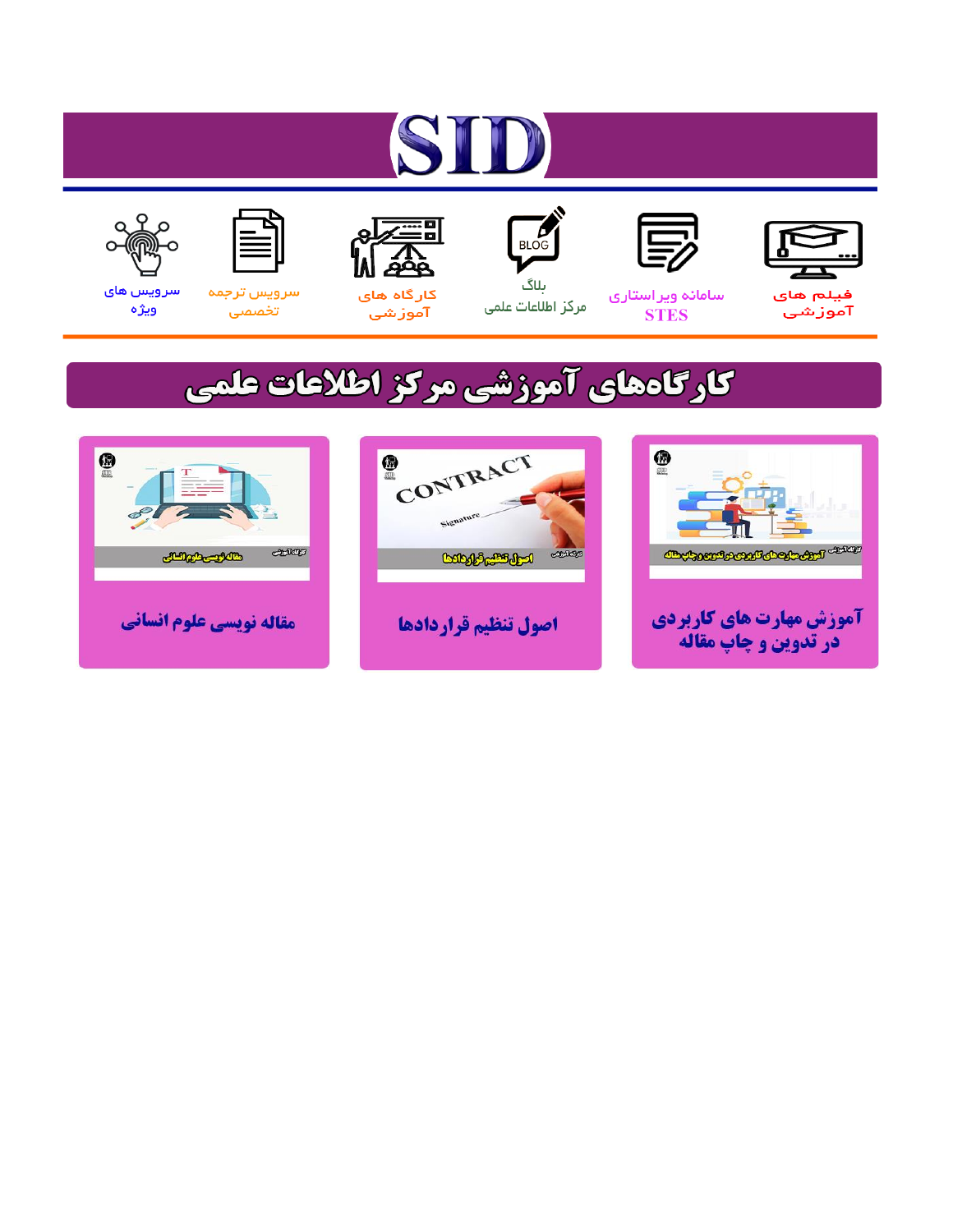# SID

فیلم های آموزشی

سامانه ویراستاری STES

بلاگ مرکز اطلاعات علمی

کارگاه های آموزشی

سرویس ترجمه تخصصی

سرویس های ویژه

## کارگاه‌های آموزشی مرکز اطلاعات علمی

آموزش مهارت های کاربردی در تدوین و چاپ مقاله

اصول تنظیم قراردادها

مقاله نویسی علوم انسانی